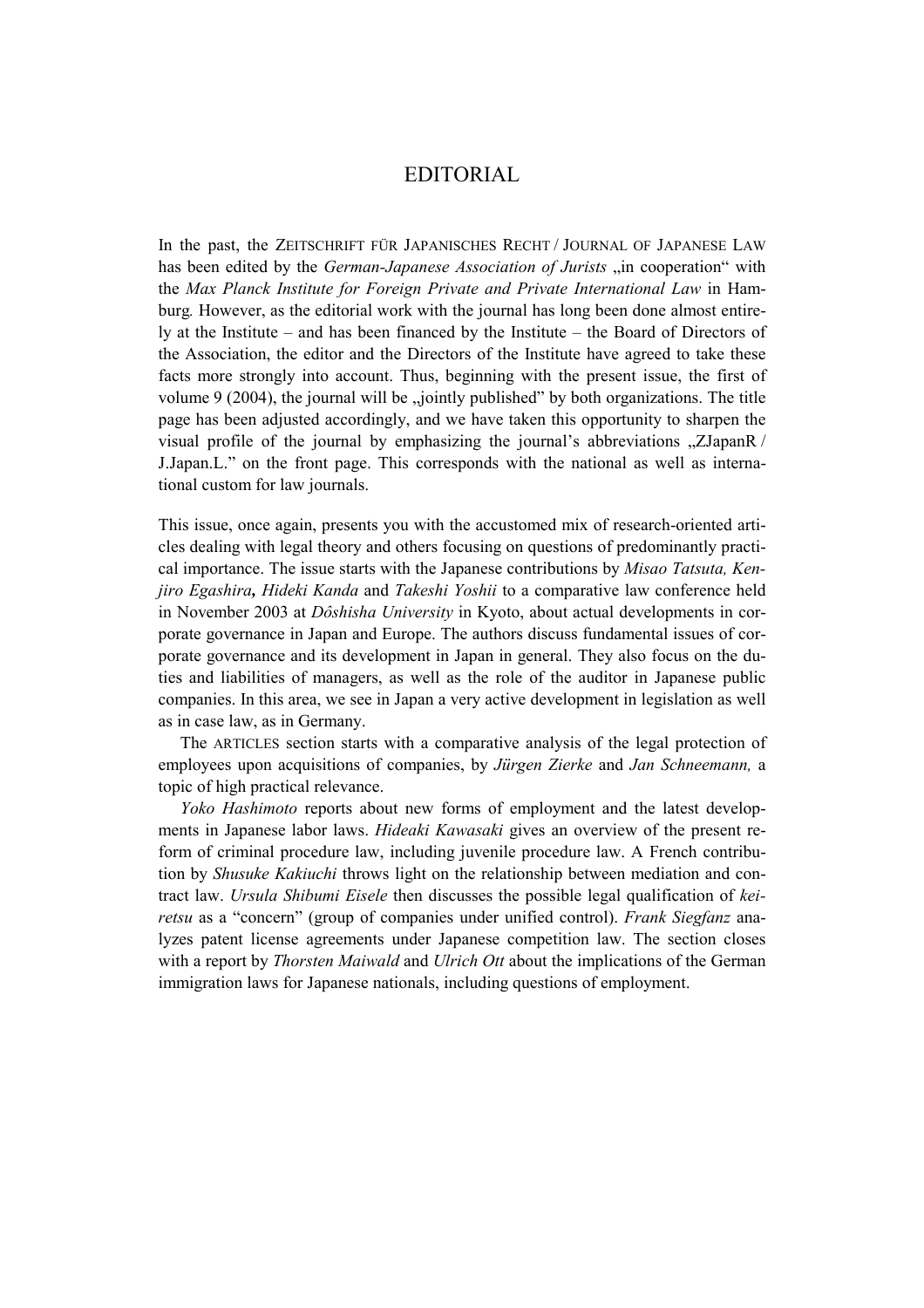# EDITORIAL

In the past, the ZEITSCHRIFT FÜR JAPANISCHES RECHT / JOURNAL OF JAPANESE LAW has been edited by the *German-Japanese Association of Jurists* „in cooperation" with the *Max Planck Institute for Foreign Private and Private International Law* in Hamburg. However, as the editorial work with the journal has long been done almost entirely at the Institute – and has been financed by the Institute – the Board of Directors of the Association, the editor and the Directors of the Institute have agreed to take these facts more strongly into account. Thus, beginning with the present issue, the first of volume 9 (2004), the journal will be „jointly published" by both organizations. The title page has been adjusted accordingly, and we have taken this opportunity to sharpen the visual profile of the journal by emphasizing the journal's abbreviations „ZJapanR / J.Japan.L." on the front page. This corresponds with the national as well as international custom for law journals.

This issue, once again, presents you with the accustomed mix of research-oriented articles dealing with legal theory and others focusing on questions of predominantly practical importance. The issue starts with the Japanese contributions by *Misao Tatsuta, Kenjiro Egashira***,** *Hideki Kanda* and *Takeshi Yoshii* to a comparative law conference held in November 2003 at *Dôshisha University* in Kyoto, about actual developments in corporate governance in Japan and Europe. The authors discuss fundamental issues of corporate governance and its development in Japan in general. They also focus on the duties and liabilities of managers, as well as the role of the auditor in Japanese public companies. In this area, we see in Japan a very active development in legislation as well as in case law, as in Germany.

The ARTICLES section starts with a comparative analysis of the legal protection of employees upon acquisitions of companies, by *Jürgen Zierke* and *Jan Schneemann,* a topic of high practical relevance.

*Yoko Hashimoto* reports about new forms of employment and the latest developments in Japanese labor laws. *Hideaki Kawasaki* gives an overview of the present reform of criminal procedure law, including juvenile procedure law. A French contribution by *Shusuke Kakiuchi* throws light on the relationship between mediation and contract law. *Ursula Shibumi Eisele* then discusses the possible legal qualification of *keiretsu* as a "concern" (group of companies under unified control). *Frank Siegfanz* analyzes patent license agreements under Japanese competition law. The section closes with a report by *Thorsten Maiwald* and *Ulrich Ott* about the implications of the German immigration laws for Japanese nationals, including questions of employment.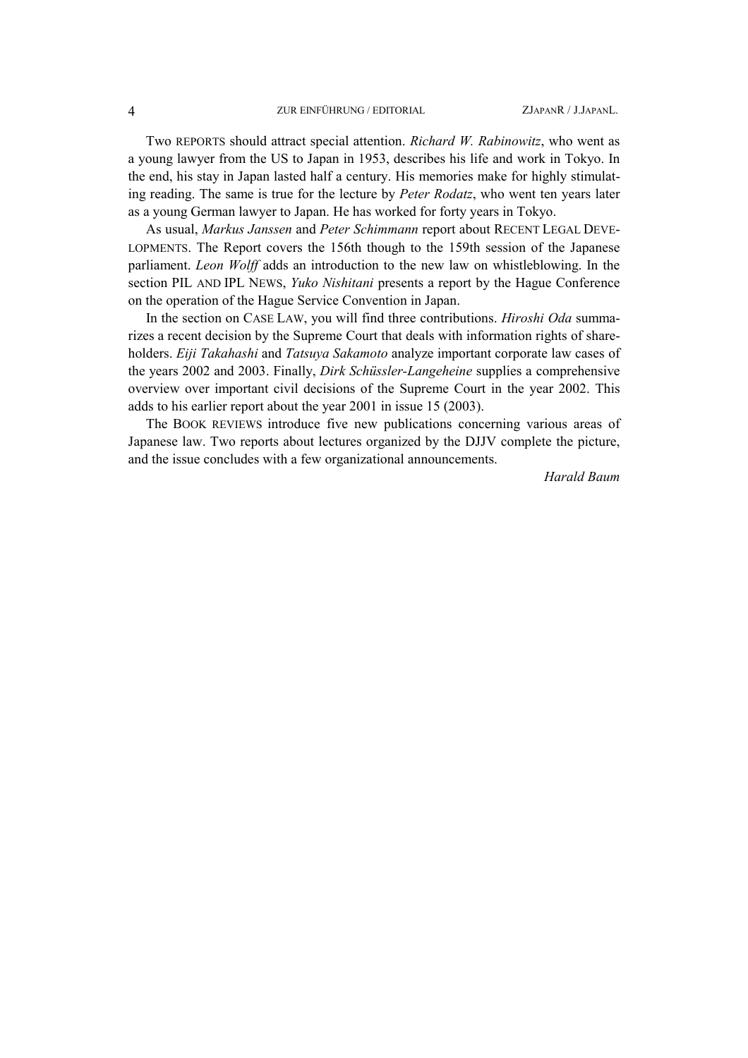Two REPORTS should attract special attention. *Richard W. Rabinowitz*, who went as a young lawyer from the US to Japan in 1953, describes his life and work in Tokyo. In the end, his stay in Japan lasted half a century. His memories make for highly stimulating reading. The same is true for the lecture by *Peter Rodatz*, who went ten years later as a young German lawyer to Japan. He has worked for forty years in Tokyo.

As usual, *Markus Janssen* and *Peter Schimmann* report about RECENT LEGAL DEVELOPMENTS. The Report covers the 156th though to the 159th session of the Japanese parliament. *Leon Wolff* adds an introduction to the new law on whistleblowing. In the section PIL AND IPL NEWS, *Yuko Nishitani* presents a report by the Hague Conference on the operation of the Hague Service Convention in Japan.

In the section on CASE LAW, you will find three contributions. *Hiroshi Oda* summarizes a recent decision by the Supreme Court that deals with information rights of shareholders. *Eiji Takahashi* and *Tatsuya Sakamoto* analyze important corporate law cases of the years 2002 and 2003. Finally, *Dirk Schüssler-Langeheine* supplies a comprehensive overview over important civil decisions of the Supreme Court in the year 2002. This adds to his earlier report about the year 2001 in issue 15 (2003).

The BOOK REVIEWS introduce five new publications concerning various areas of Japanese law. Two reports about lectures organized by the DJJV complete the picture, and the issue concludes with a few organizational announcements.

*Harald Baum*